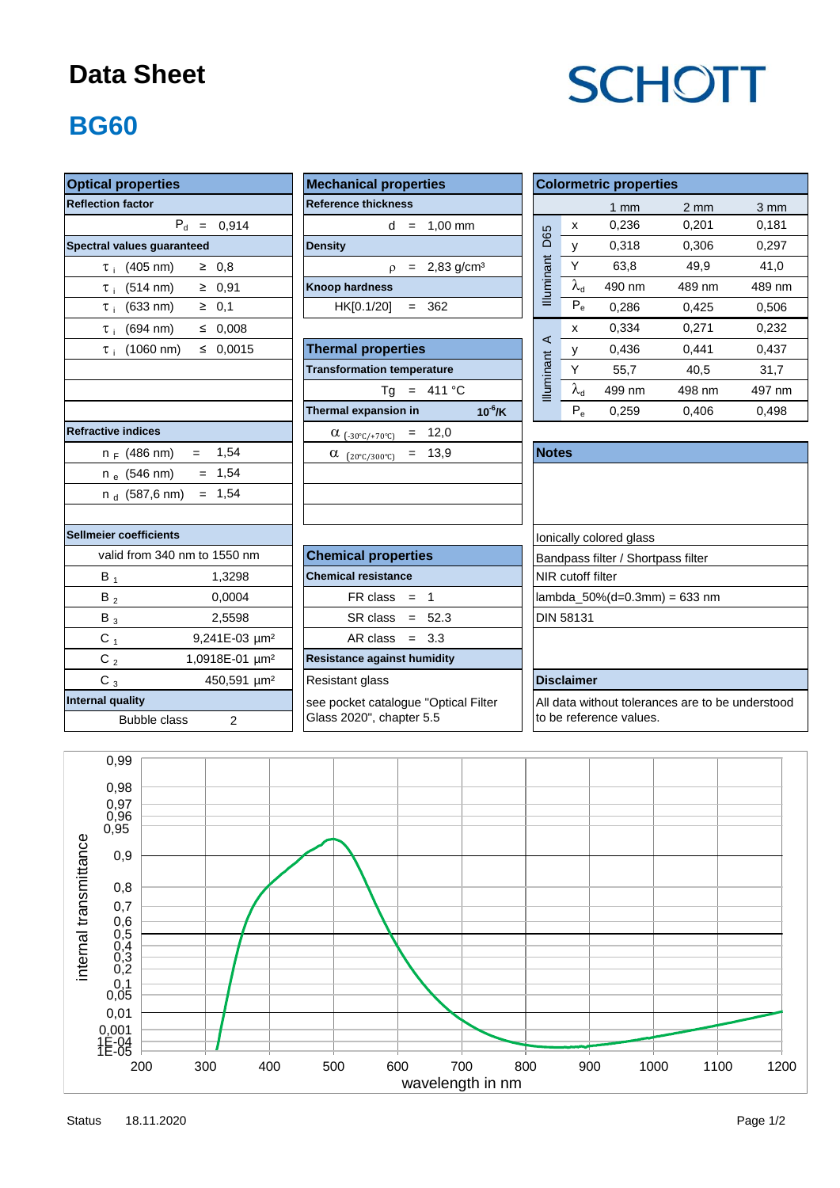# Data Sheet

SCHOTT

## BG60

### Optical properties

**Reflection factor**

$P_d$ = 0,914

**Spectral values guaranteed**

| | | |
|---|---|---|
| $\tau_i$ (405 nm) | ≥ | 0,8 |
| $\tau_i$ (514 nm) | ≥ | 0,91 |
| $\tau_i$ (633 nm) | ≥ | 0,1 |
| $\tau_i$ (694 nm) | ≤ | 0,008 |
| $\tau_i$ (1060 nm) | ≤ | 0,0015 |

**Refractive indices**

| | | |
|---|---|---|
| $n_F$ (486 nm) | = | 1,54 |
| $n_e$ (546 nm) | = | 1,54 |
| $n_d$ (587,6 nm) | = | 1,54 |

**Sellmeier coefficients**

valid from 340 nm to 1550 nm

| | |
|---|---|
| $B_1$ | 1,3298 |
| $B_2$ | 0,0004 |
| $B_3$ | 2,5598 |
| $C_1$ | 9,241E-03 µm² |
| $C_2$ | 1,0918E-01 µm² |
| $C_3$ | 450,591 µm² |

**Internal quality**

Bubble class 2

### Mechanical properties

**Reference thickness**

d = 1,00 mm

**Density**

$\rho$ = 2,83 g/cm³

**Knoop hardness**

HK[0.1/20] = 362

### Thermal properties

**Transformation temperature**

Tg = 411 °C

**Thermal expansion in** $10^{-6}$/K

| | | |
|---|---|---|
| $\alpha_{(-30°C/+70°C)}$ | = | 12,0 |
| $\alpha_{(20°C/300°C)}$ | = | 13,9 |

### Chemical properties

**Chemical resistance**

| | | |
|---|---|---|
| FR class | = | 1 |
| SR class | = | 52.3 |
| AR class | = | 3.3 |

**Resistance against humidity**

Resistant glass

see pocket catalogue "Optical Filter Glass 2020", chapter 5.5

### Colormetric properties

| | | 1 mm | 2 mm | 3 mm |
|---|---|---|---|---|
| Illuminant D65 | x | 0,236 | 0,201 | 0,181 |
| | y | 0,318 | 0,306 | 0,297 |
| | Y | 63,8 | 49,9 | 41,0 |
| | $\lambda_d$ | 490 nm | 489 nm | 489 nm |
| | $P_e$ | 0,286 | 0,425 | 0,506 |
| Illuminant A | x | 0,334 | 0,271 | 0,232 |
| | y | 0,436 | 0,441 | 0,437 |
| | Y | 55,7 | 40,5 | 31,7 |
| | $\lambda_d$ | 499 nm | 498 nm | 497 nm |
| | $P_e$ | 0,259 | 0,406 | 0,498 |

### Notes

Ionically colored glass

Bandpass filter / Shortpass filter

NIR cutoff filter

lambda_50%(d=0.3mm) = 633 nm

DIN 58131

### Disclaimer

All data without tolerances are to be understood to be reference values.

Status 18.11.2020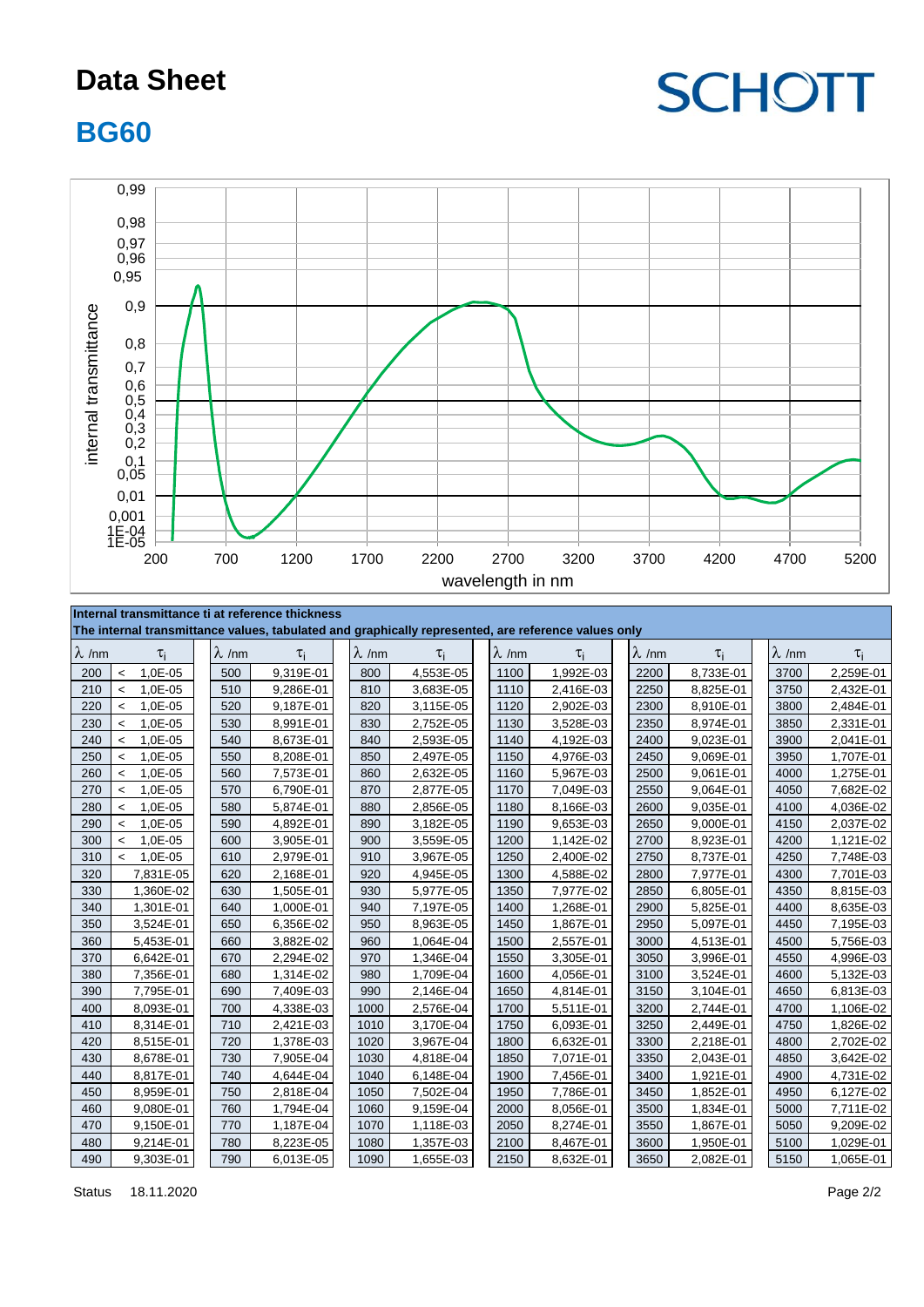# Data Sheet

SCHOTT

## BG60

0,99
0,98
0,97
0,96
0,95
0,9
0,8
0,7
0,6
0,5
0,4
0,3
0,2
0,1
0,05
0,01
0,001
1E-04
1E-05

internal transmittance

200 700 1200 1700 2200 2700 3200 3700 4200 4700 5200

wavelength in nm

**Internal transmittance ti at reference thickness**

**The internal transmittance values, tabulated and graphically represented, are reference values only**

| λ /nm | | $\tau_i$ | λ /nm | $\tau_i$ | λ /nm | $\tau_i$ | λ /nm | $\tau_i$ | λ /nm | $\tau_i$ | λ /nm | $\tau_i$ |
|---|---|---|---|---|---|---|---|---|---|---|---|---|
| 200 | < | 1,0E-05 | 500 | 9,319E-01 | 800 | 4,553E-05 | 1100 | 1,992E-03 | 2200 | 8,733E-01 | 3700 | 2,259E-01 |
| 210 | < | 1,0E-05 | 510 | 9,286E-01 | 810 | 3,683E-05 | 1110 | 2,416E-03 | 2250 | 8,825E-01 | 3750 | 2,432E-01 |
| 220 | < | 1,0E-05 | 520 | 9,187E-01 | 820 | 3,115E-05 | 1120 | 2,902E-03 | 2300 | 8,910E-01 | 3800 | 2,484E-01 |
| 230 | < | 1,0E-05 | 530 | 8,991E-01 | 830 | 2,752E-05 | 1130 | 3,528E-03 | 2350 | 8,974E-01 | 3850 | 2,331E-01 |
| 240 | < | 1,0E-05 | 540 | 8,673E-01 | 840 | 2,593E-05 | 1140 | 4,192E-03 | 2400 | 9,023E-01 | 3900 | 2,041E-01 |
| 250 | < | 1,0E-05 | 550 | 8,208E-01 | 850 | 2,497E-05 | 1150 | 4,976E-03 | 2450 | 9,069E-01 | 3950 | 1,707E-01 |
| 260 | < | 1,0E-05 | 560 | 7,573E-01 | 860 | 2,632E-05 | 1160 | 5,967E-03 | 2500 | 9,061E-01 | 4000 | 1,275E-01 |
| 270 | < | 1,0E-05 | 570 | 6,790E-01 | 870 | 2,877E-05 | 1170 | 7,049E-03 | 2550 | 9,064E-01 | 4050 | 7,682E-02 |
| 280 | < | 1,0E-05 | 580 | 5,874E-01 | 880 | 2,856E-05 | 1180 | 8,166E-03 | 2600 | 9,035E-01 | 4100 | 4,036E-02 |
| 290 | < | 1,0E-05 | 590 | 4,892E-01 | 890 | 3,182E-05 | 1190 | 9,653E-03 | 2650 | 9,000E-01 | 4150 | 2,037E-02 |
| 300 | < | 1,0E-05 | 600 | 3,905E-01 | 900 | 3,559E-05 | 1200 | 1,142E-02 | 2700 | 8,923E-01 | 4200 | 1,121E-02 |
| 310 | < | 1,0E-05 | 610 | 2,979E-01 | 910 | 3,967E-05 | 1250 | 2,400E-02 | 2750 | 8,737E-01 | 4250 | 7,748E-03 |
| 320 | | 7,831E-05 | 620 | 2,168E-01 | 920 | 4,945E-05 | 1300 | 4,588E-02 | 2800 | 7,977E-01 | 4300 | 7,701E-03 |
| 330 | | 1,360E-02 | 630 | 1,505E-01 | 930 | 5,977E-05 | 1350 | 7,977E-02 | 2850 | 6,805E-01 | 4350 | 8,815E-03 |
| 340 | | 1,301E-01 | 640 | 1,000E-01 | 940 | 7,197E-05 | 1400 | 1,268E-01 | 2900 | 5,825E-01 | 4400 | 8,635E-03 |
| 350 | | 3,524E-01 | 650 | 6,356E-02 | 950 | 8,963E-05 | 1450 | 1,867E-01 | 2950 | 5,097E-01 | 4450 | 7,195E-03 |
| 360 | | 5,453E-01 | 660 | 3,882E-02 | 960 | 1,064E-04 | 1500 | 2,557E-01 | 3000 | 4,513E-01 | 4500 | 5,756E-03 |
| 370 | | 6,642E-01 | 670 | 2,294E-02 | 970 | 1,346E-04 | 1550 | 3,305E-01 | 3050 | 3,996E-01 | 4550 | 4,996E-03 |
| 380 | | 7,356E-01 | 680 | 1,314E-02 | 980 | 1,709E-04 | 1600 | 4,056E-01 | 3100 | 3,524E-01 | 4600 | 5,132E-03 |
| 390 | | 7,795E-01 | 690 | 7,409E-03 | 990 | 2,146E-04 | 1650 | 4,814E-01 | 3150 | 3,104E-01 | 4650 | 6,813E-03 |
| 400 | | 8,093E-01 | 700 | 4,338E-03 | 1000 | 2,576E-04 | 1700 | 5,511E-01 | 3200 | 2,744E-01 | 4700 | 1,106E-02 |
| 410 | | 8,314E-01 | 710 | 2,421E-03 | 1010 | 3,170E-04 | 1750 | 6,093E-01 | 3250 | 2,449E-01 | 4750 | 1,826E-02 |
| 420 | | 8,515E-01 | 720 | 1,378E-03 | 1020 | 3,967E-04 | 1800 | 6,632E-01 | 3300 | 2,218E-01 | 4800 | 2,702E-02 |
| 430 | | 8,678E-01 | 730 | 7,905E-04 | 1030 | 4,818E-04 | 1850 | 7,071E-01 | 3350 | 2,043E-01 | 4850 | 3,642E-02 |
| 440 | | 8,817E-01 | 740 | 4,644E-04 | 1040 | 6,148E-04 | 1900 | 7,456E-01 | 3400 | 1,921E-01 | 4900 | 4,731E-02 |
| 450 | | 8,959E-01 | 750 | 2,818E-04 | 1050 | 7,502E-04 | 1950 | 7,786E-01 | 3450 | 1,852E-01 | 4950 | 6,127E-02 |
| 460 | | 9,080E-01 | 760 | 1,794E-04 | 1060 | 9,159E-04 | 2000 | 8,056E-01 | 3500 | 1,834E-01 | 5000 | 7,711E-02 |
| 470 | | 9,150E-01 | 770 | 1,187E-04 | 1070 | 1,118E-03 | 2050 | 8,274E-01 | 3550 | 1,867E-01 | 5050 | 9,209E-02 |
| 480 | | 9,214E-01 | 780 | 8,223E-05 | 1080 | 1,357E-03 | 2100 | 8,467E-01 | 3600 | 1,950E-01 | 5100 | 1,029E-01 |
| 490 | | 9,303E-01 | 790 | 6,013E-05 | 1090 | 1,655E-03 | 2150 | 8,632E-01 | 3650 | 2,082E-01 | 5150 | 1,065E-01 |

Status 18.11.2020